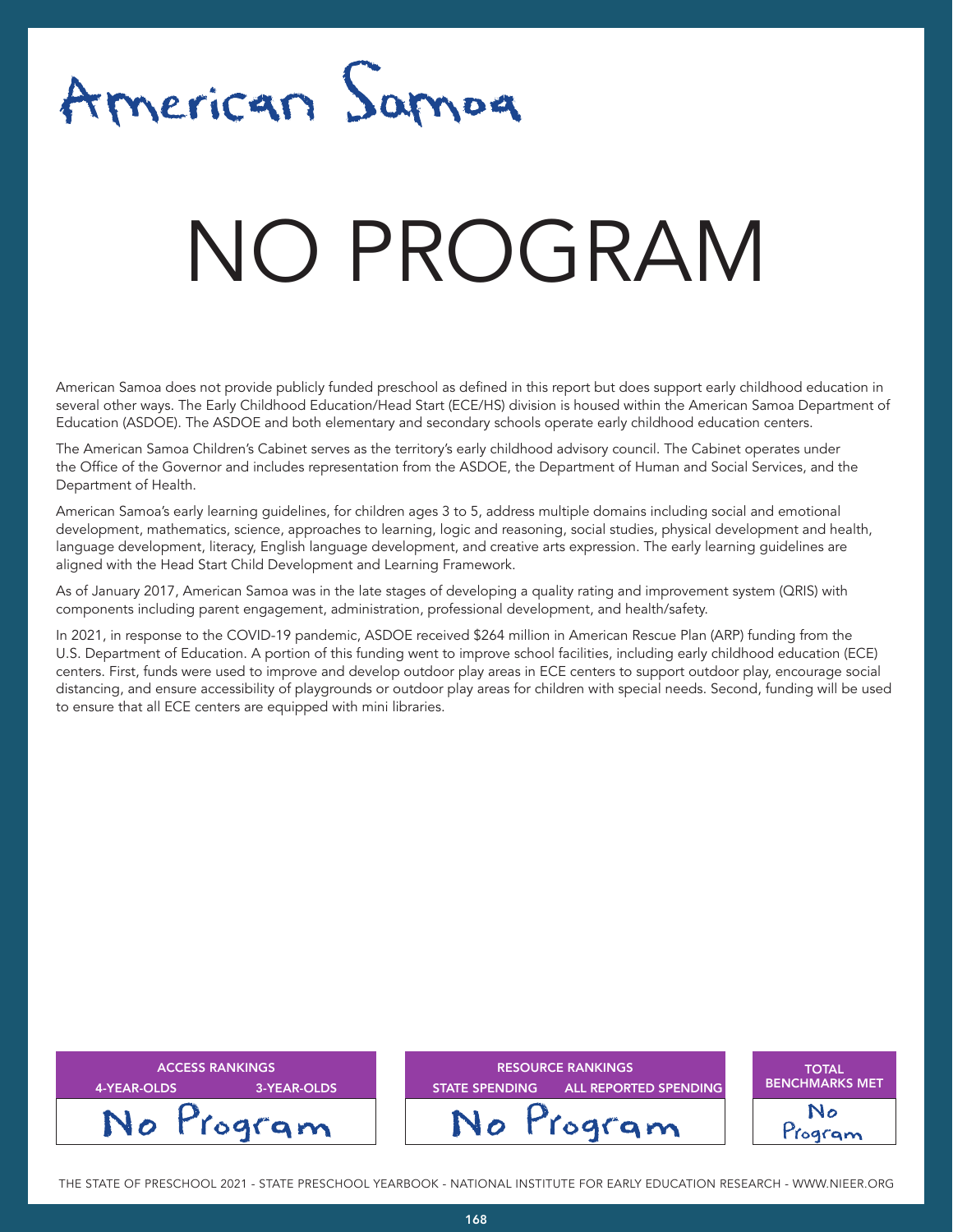# American Samoa

# NO PROGRAM

American Samoa does not provide publicly funded preschool as defined in this report but does support early childhood education in several other ways. The Early Childhood Education/Head Start (ECE/HS) division is housed within the American Samoa Department of Education (ASDOE). The ASDOE and both elementary and secondary schools operate early childhood education centers.

The American Samoa Children's Cabinet serves as the territory's early childhood advisory council. The Cabinet operates under the Office of the Governor and includes representation from the ASDOE, the Department of Human and Social Services, and the Department of Health.

American Samoa's early learning guidelines, for children ages 3 to 5, address multiple domains including social and emotional development, mathematics, science, approaches to learning, logic and reasoning, social studies, physical development and health, language development, literacy, English language development, and creative arts expression. The early learning guidelines are aligned with the Head Start Child Development and Learning Framework.

As of January 2017, American Samoa was in the late stages of developing a quality rating and improvement system (QRIS) with components including parent engagement, administration, professional development, and health/safety.

In 2021, in response to the COVID-19 pandemic, ASDOE received $264 million in American Rescue Plan (ARP) funding from the U.S. Department of Education. A portion of this funding went to improve school facilities, including early childhood education (ECE) centers. First, funds were used to improve and develop outdoor play areas in ECE centers to support outdoor play, encourage social distancing, and ensure accessibility of playgrounds or outdoor play areas for children with special needs. Second, funding will be used to ensure that all ECE centers are equipped with mini libraries.

| ACCESS RANKINGS | |
|---|---|
| 4-YEAR-OLDS | 3-YEAR-OLDS |
| No Program | |

| RESOURCE RANKINGS | |
|---|---|
| STATE SPENDING | ALL REPORTED SPENDING |
| No Program | |

| TOTAL BENCHMARKS MET |
|---|
| No Program |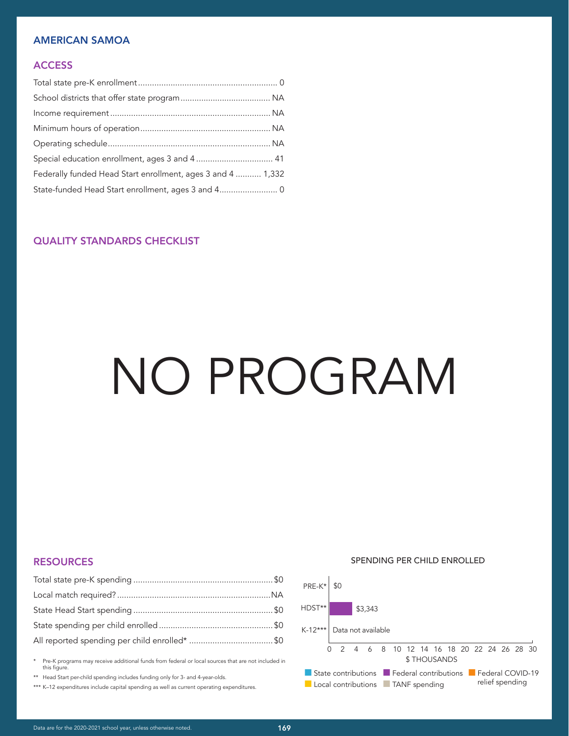# AMERICAN SAMOA

## ACCESS

| | |
|---|---|
| Total state pre-K enrollment | 0 |
| School districts that offer state program | NA |
| Income requirement | NA |
| Minimum hours of operation | NA |
| Operating schedule | NA |
| Special education enrollment, ages 3 and 4 | 41 |
| Federally funded Head Start enrollment, ages 3 and 4 | 1,332 |
| State-funded Head Start enrollment, ages 3 and 4 | 0 |

## QUALITY STANDARDS CHECKLIST

NO PROGRAM

## RESOURCES

| | |
|---|---|
| Total state pre-K spending | $0 |
| Local match required? | NA |
| State Head Start spending | $0 |
| State spending per child enrolled | $0 |
| All reported spending per child enrolled* | $0 |

\* Pre-K programs may receive additional funds from federal or local sources that are not included in this figure.

** Head Start per-child spending includes funding only for 3- and 4-year-olds.

*** K–12 expenditures include capital spending as well as current operating expenditures.

SPENDING PER CHILD ENROLLED

PRE-K* $0

HDST** $3,343

K-12*** Data not available

0 2 4 6 8 10 12 14 16 18 20 22 24 26 28 30

$ THOUSANDS

State contributions
Federal contributions
Federal COVID-19 relief spending
Local contributions
TANF spending

Data are for the 2020-2021 school year, unless otherwise noted.